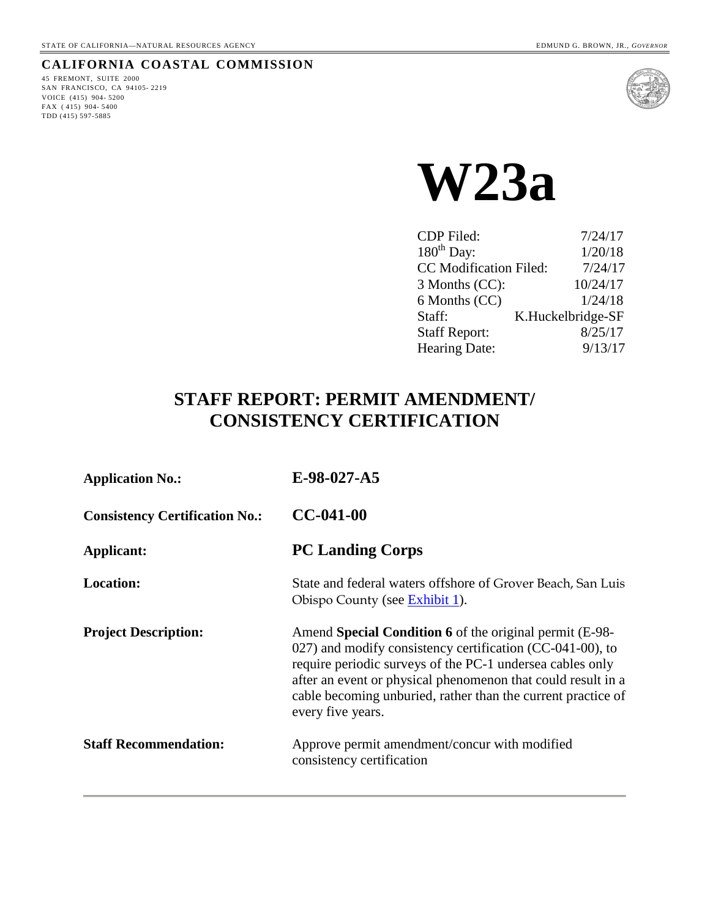STATE OF CALIFORNIA—NATURAL RESOURCES AGENCY EDMUND G. BROWN, JR., *GOVERNOR*

**CALIFORNIA COASTAL COMMISSION**

45 FREMONT, SUITE 2000
SAN FRANCISCO, CA 94105- 2219
VOICE (415) 904- 5200
FAX ( 415) 904- 5400
TDD (415) 597-5885

# W23a

| | |
|---|---|
| CDP Filed: | 7/24/17 |
| 180th Day: | 1/20/18 |
| CC Modification Filed: | 7/24/17 |
| 3 Months (CC): | 10/24/17 |
| 6 Months (CC) | 1/24/18 |
| Staff: | K.Huckelbridge-SF |
| Staff Report: | 8/25/17 |
| Hearing Date: | 9/13/17 |

## STAFF REPORT: PERMIT AMENDMENT/ CONSISTENCY CERTIFICATION

| | |
|---|---|
| **Application No.:** | **E-98-027-A5** |
| **Consistency Certification No.:** | **CC-041-00** |
| **Applicant:** | **PC Landing Corps** |
| **Location:** | State and federal waters offshore of Grover Beach, San Luis Obispo County (see Exhibit 1). |
| **Project Description:** | Amend **Special Condition 6** of the original permit (E-98-027) and modify consistency certification (CC-041-00), to require periodic surveys of the PC-1 undersea cables only after an event or physical phenomenon that could result in a cable becoming unburied, rather than the current practice of every five years. |
| **Staff Recommendation:** | Approve permit amendment/concur with modified consistency certification |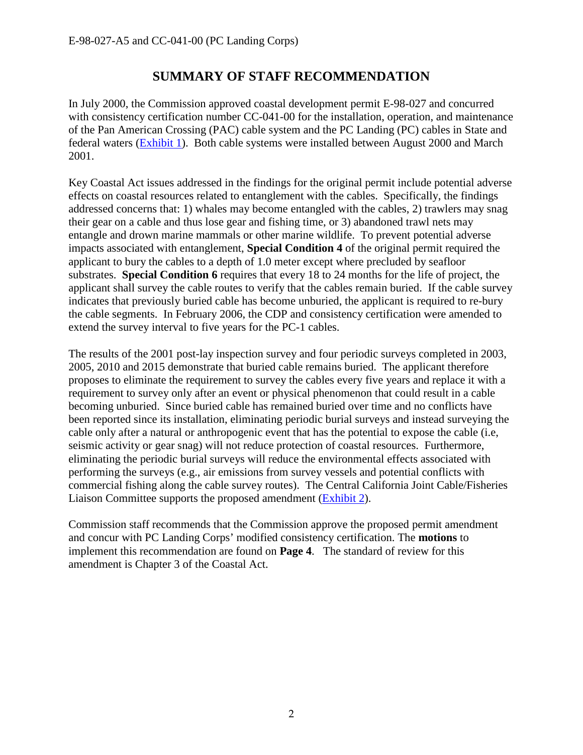## SUMMARY OF STAFF RECOMMENDATION

In July 2000, the Commission approved coastal development permit E-98-027 and concurred with consistency certification number CC-041-00 for the installation, operation, and maintenance of the Pan American Crossing (PAC) cable system and the PC Landing (PC) cables in State and federal waters (Exhibit 1). Both cable systems were installed between August 2000 and March 2001.

Key Coastal Act issues addressed in the findings for the original permit include potential adverse effects on coastal resources related to entanglement with the cables. Specifically, the findings addressed concerns that: 1) whales may become entangled with the cables, 2) trawlers may snag their gear on a cable and thus lose gear and fishing time, or 3) abandoned trawl nets may entangle and drown marine mammals or other marine wildlife. To prevent potential adverse impacts associated with entanglement, **Special Condition 4** of the original permit required the applicant to bury the cables to a depth of 1.0 meter except where precluded by seafloor substrates. **Special Condition 6** requires that every 18 to 24 months for the life of project, the applicant shall survey the cable routes to verify that the cables remain buried. If the cable survey indicates that previously buried cable has become unburied, the applicant is required to re-bury the cable segments. In February 2006, the CDP and consistency certification were amended to extend the survey interval to five years for the PC-1 cables.

The results of the 2001 post-lay inspection survey and four periodic surveys completed in 2003, 2005, 2010 and 2015 demonstrate that buried cable remains buried. The applicant therefore proposes to eliminate the requirement to survey the cables every five years and replace it with a requirement to survey only after an event or physical phenomenon that could result in a cable becoming unburied. Since buried cable has remained buried over time and no conflicts have been reported since its installation, eliminating periodic burial surveys and instead surveying the cable only after a natural or anthropogenic event that has the potential to expose the cable (i.e, seismic activity or gear snag) will not reduce protection of coastal resources. Furthermore, eliminating the periodic burial surveys will reduce the environmental effects associated with performing the surveys (e.g., air emissions from survey vessels and potential conflicts with commercial fishing along the cable survey routes). The Central California Joint Cable/Fisheries Liaison Committee supports the proposed amendment (Exhibit 2).

Commission staff recommends that the Commission approve the proposed permit amendment and concur with PC Landing Corps' modified consistency certification. The **motions** to implement this recommendation are found on **Page 4**. The standard of review for this amendment is Chapter 3 of the Coastal Act.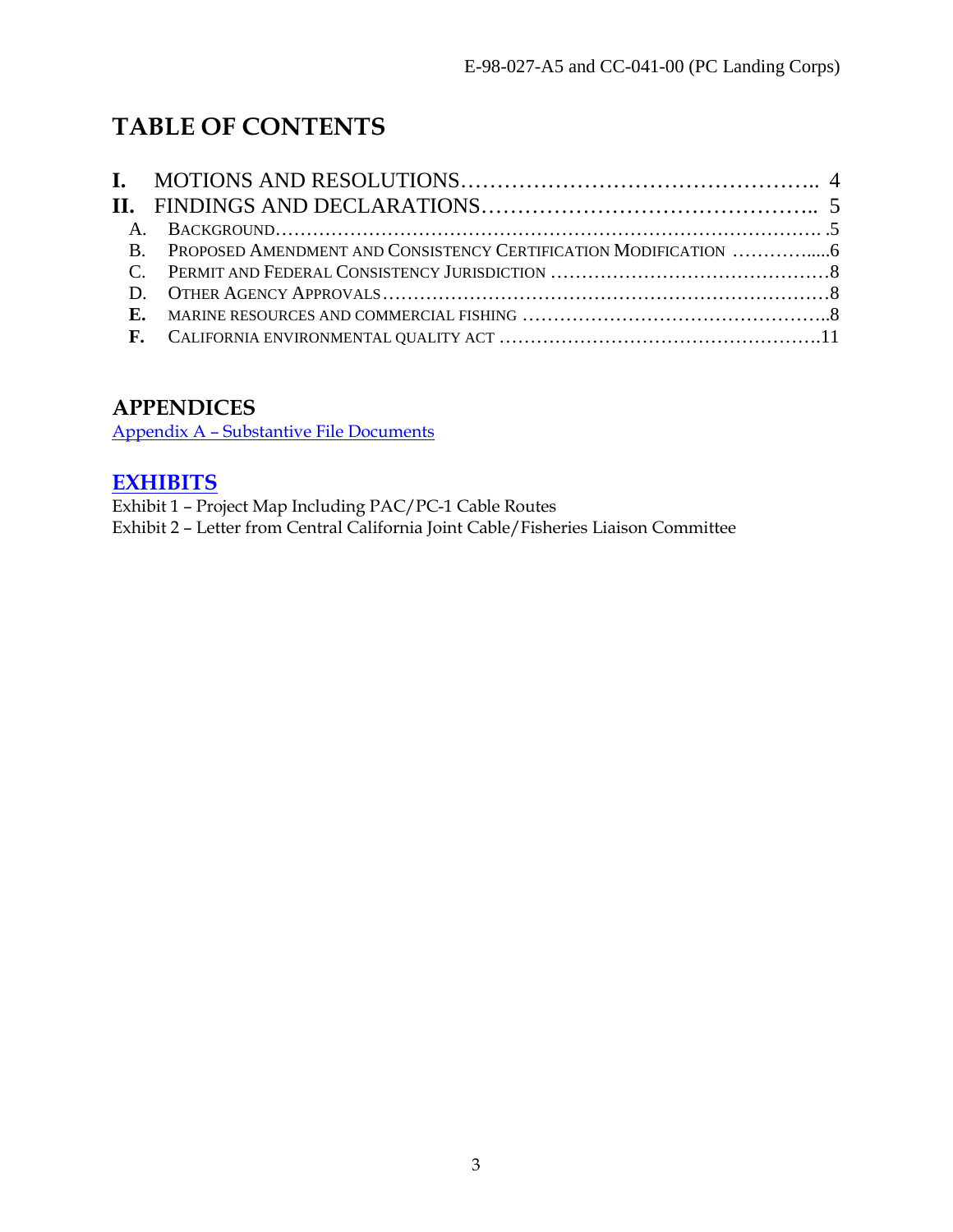# TABLE OF CONTENTS

**I.** MOTIONS AND RESOLUTIONS………………………………………….. 4

**II.** FINDINGS AND DECLARATIONS……………………………………….. 5

- A. BACKGROUND……………………………………………………………………. .5
- B. PROPOSED AMENDMENT AND CONSISTENCY CERTIFICATION MODIFICATION …………....6
- C. PERMIT AND FEDERAL CONSISTENCY JURISDICTION ……………………………………8
- D. OTHER AGENCY APPROVALS………………………………………………………8
- **E.** MARINE RESOURCES AND COMMERCIAL FISHING …………………………………………..8
- **F.** CALIFORNIA ENVIRONMENTAL QUALITY ACT ……………………………………………11

## APPENDICES

Appendix A – Substantive File Documents

## EXHIBITS

Exhibit 1 – Project Map Including PAC/PC-1 Cable Routes
Exhibit 2 – Letter from Central California Joint Cable/Fisheries Liaison Committee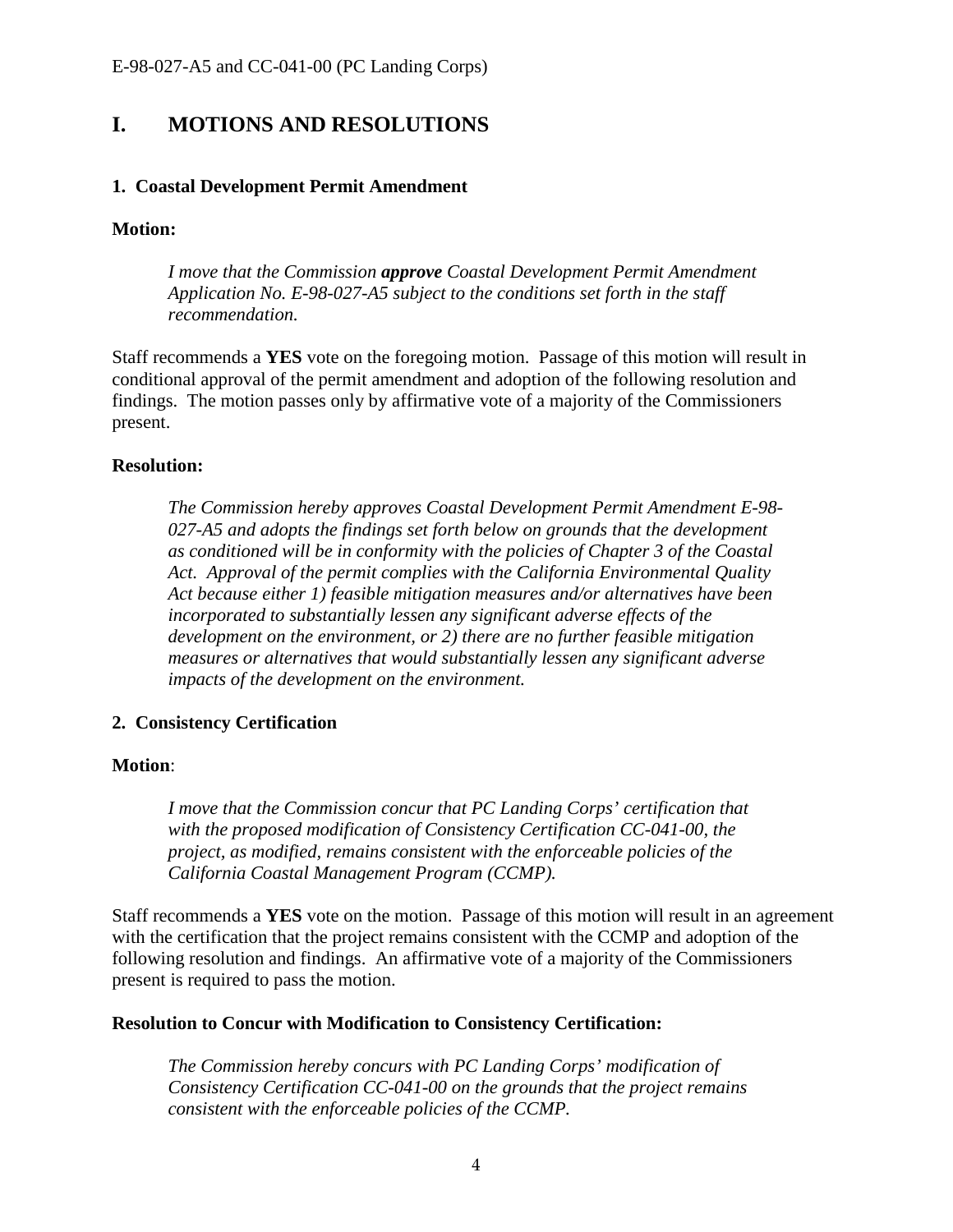# I. MOTIONS AND RESOLUTIONS

### 1. Coastal Development Permit Amendment

**Motion:**

> *I move that the Commission **approve** Coastal Development Permit Amendment Application No. E-98-027-A5 subject to the conditions set forth in the staff recommendation.*

Staff recommends a **YES** vote on the foregoing motion. Passage of this motion will result in conditional approval of the permit amendment and adoption of the following resolution and findings. The motion passes only by affirmative vote of a majority of the Commissioners present.

**Resolution:**

> *The Commission hereby approves Coastal Development Permit Amendment E-98-027-A5 and adopts the findings set forth below on grounds that the development as conditioned will be in conformity with the policies of Chapter 3 of the Coastal Act. Approval of the permit complies with the California Environmental Quality Act because either 1) feasible mitigation measures and/or alternatives have been incorporated to substantially lessen any significant adverse effects of the development on the environment, or 2) there are no further feasible mitigation measures or alternatives that would substantially lessen any significant adverse impacts of the development on the environment.*

### 2. Consistency Certification

**Motion**:

> *I move that the Commission concur that PC Landing Corps' certification that with the proposed modification of Consistency Certification CC-041-00, the project, as modified, remains consistent with the enforceable policies of the California Coastal Management Program (CCMP).*

Staff recommends a **YES** vote on the motion. Passage of this motion will result in an agreement with the certification that the project remains consistent with the CCMP and adoption of the following resolution and findings. An affirmative vote of a majority of the Commissioners present is required to pass the motion.

**Resolution to Concur with Modification to Consistency Certification:**

> *The Commission hereby concurs with PC Landing Corps' modification of Consistency Certification CC-041-00 on the grounds that the project remains consistent with the enforceable policies of the CCMP.*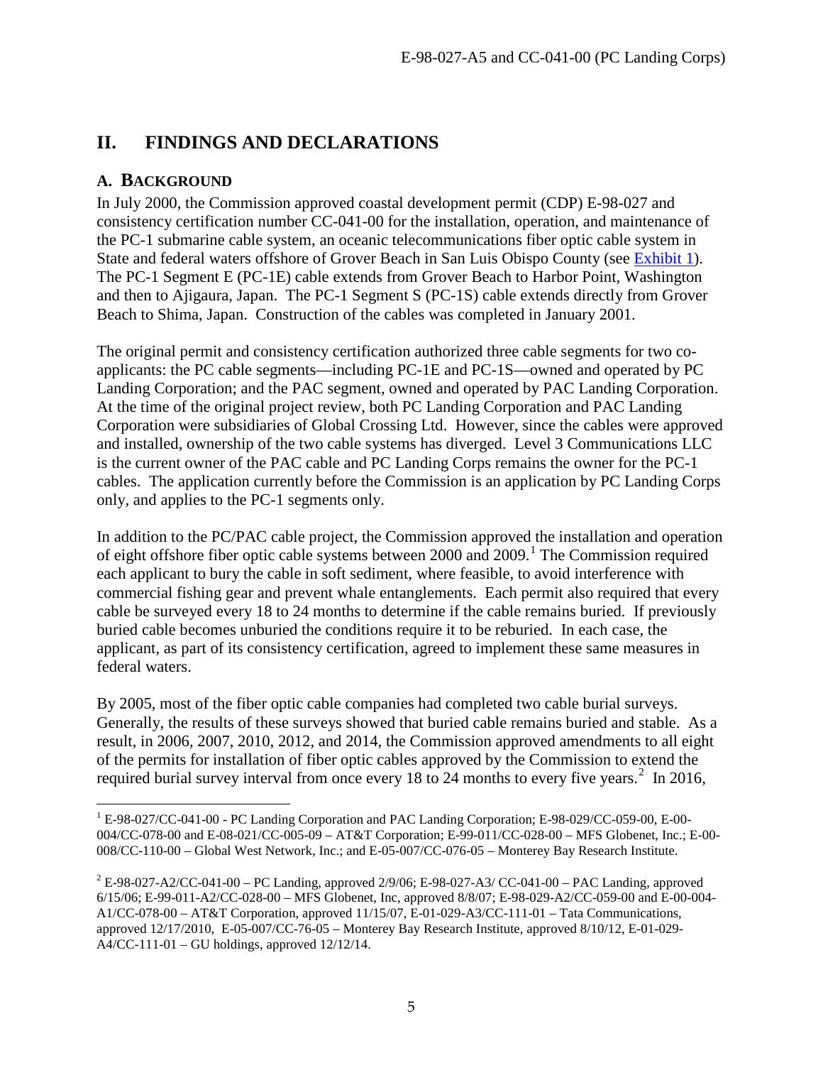## II. FINDINGS AND DECLARATIONS

### A. BACKGROUND

In July 2000, the Commission approved coastal development permit (CDP) E-98-027 and consistency certification number CC-041-00 for the installation, operation, and maintenance of the PC-1 submarine cable system, an oceanic telecommunications fiber optic cable system in State and federal waters offshore of Grover Beach in San Luis Obispo County (see Exhibit 1). The PC-1 Segment E (PC-1E) cable extends from Grover Beach to Harbor Point, Washington and then to Ajigaura, Japan. The PC-1 Segment S (PC-1S) cable extends directly from Grover Beach to Shima, Japan. Construction of the cables was completed in January 2001.

The original permit and consistency certification authorized three cable segments for two co-applicants: the PC cable segments—including PC-1E and PC-1S—owned and operated by PC Landing Corporation; and the PAC segment, owned and operated by PAC Landing Corporation. At the time of the original project review, both PC Landing Corporation and PAC Landing Corporation were subsidiaries of Global Crossing Ltd. However, since the cables were approved and installed, ownership of the two cable systems has diverged. Level 3 Communications LLC is the current owner of the PAC cable and PC Landing Corps remains the owner for the PC-1 cables. The application currently before the Commission is an application by PC Landing Corps only, and applies to the PC-1 segments only.

In addition to the PC/PAC cable project, the Commission approved the installation and operation of eight offshore fiber optic cable systems between 2000 and 2009.[1] The Commission required each applicant to bury the cable in soft sediment, where feasible, to avoid interference with commercial fishing gear and prevent whale entanglements. Each permit also required that every cable be surveyed every 18 to 24 months to determine if the cable remains buried. If previously buried cable becomes unburied the conditions require it to be reburied. In each case, the applicant, as part of its consistency certification, agreed to implement these same measures in federal waters.

By 2005, most of the fiber optic cable companies had completed two cable burial surveys. Generally, the results of these surveys showed that buried cable remains buried and stable. As a result, in 2006, 2007, 2010, 2012, and 2014, the Commission approved amendments to all eight of the permits for installation of fiber optic cables approved by the Commission to extend the required burial survey interval from once every 18 to 24 months to every five years.[2] In 2016,

---

[1] E-98-027/CC-041-00 - PC Landing Corporation and PAC Landing Corporation; E-98-029/CC-059-00, E-00-004/CC-078-00 and E-08-021/CC-005-09 – AT&T Corporation; E-99-011/CC-028-00 – MFS Globenet, Inc.; E-00-008/CC-110-00 – Global West Network, Inc.; and E-05-007/CC-076-05 – Monterey Bay Research Institute.

[2] E-98-027-A2/CC-041-00 – PC Landing, approved 2/9/06; E-98-027-A3/ CC-041-00 – PAC Landing, approved 6/15/06; E-99-011-A2/CC-028-00 – MFS Globenet, Inc, approved 8/8/07; E-98-029-A2/CC-059-00 and E-00-004-A1/CC-078-00 – AT&T Corporation, approved 11/15/07, E-01-029-A3/CC-111-01 – Tata Communications, approved 12/17/2010, E-05-007/CC-76-05 – Monterey Bay Research Institute, approved 8/10/12, E-01-029-A4/CC-111-01 – GU holdings, approved 12/12/14.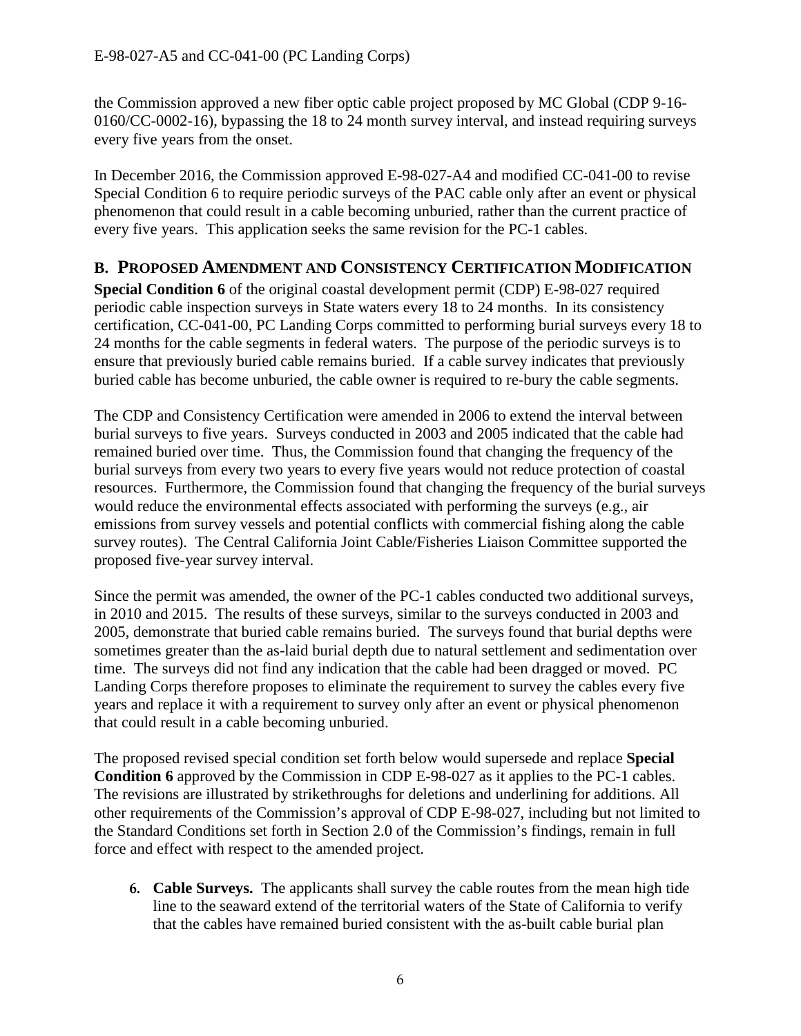the Commission approved a new fiber optic cable project proposed by MC Global (CDP 9-16-0160/CC-0002-16), bypassing the 18 to 24 month survey interval, and instead requiring surveys every five years from the onset.

In December 2016, the Commission approved E-98-027-A4 and modified CC-041-00 to revise Special Condition 6 to require periodic surveys of the PAC cable only after an event or physical phenomenon that could result in a cable becoming unburied, rather than the current practice of every five years. This application seeks the same revision for the PC-1 cables.

## B. PROPOSED AMENDMENT AND CONSISTENCY CERTIFICATION MODIFICATION

**Special Condition 6** of the original coastal development permit (CDP) E-98-027 required periodic cable inspection surveys in State waters every 18 to 24 months. In its consistency certification, CC-041-00, PC Landing Corps committed to performing burial surveys every 18 to 24 months for the cable segments in federal waters. The purpose of the periodic surveys is to ensure that previously buried cable remains buried. If a cable survey indicates that previously buried cable has become unburied, the cable owner is required to re-bury the cable segments.

The CDP and Consistency Certification were amended in 2006 to extend the interval between burial surveys to five years. Surveys conducted in 2003 and 2005 indicated that the cable had remained buried over time. Thus, the Commission found that changing the frequency of the burial surveys from every two years to every five years would not reduce protection of coastal resources. Furthermore, the Commission found that changing the frequency of the burial surveys would reduce the environmental effects associated with performing the surveys (e.g., air emissions from survey vessels and potential conflicts with commercial fishing along the cable survey routes). The Central California Joint Cable/Fisheries Liaison Committee supported the proposed five-year survey interval.

Since the permit was amended, the owner of the PC-1 cables conducted two additional surveys, in 2010 and 2015. The results of these surveys, similar to the surveys conducted in 2003 and 2005, demonstrate that buried cable remains buried. The surveys found that burial depths were sometimes greater than the as-laid burial depth due to natural settlement and sedimentation over time. The surveys did not find any indication that the cable had been dragged or moved. PC Landing Corps therefore proposes to eliminate the requirement to survey the cables every five years and replace it with a requirement to survey only after an event or physical phenomenon that could result in a cable becoming unburied.

The proposed revised special condition set forth below would supersede and replace **Special Condition 6** approved by the Commission in CDP E-98-027 as it applies to the PC-1 cables. The revisions are illustrated by strikethroughs for deletions and underlining for additions. All other requirements of the Commission's approval of CDP E-98-027, including but not limited to the Standard Conditions set forth in Section 2.0 of the Commission's findings, remain in full force and effect with respect to the amended project.

6. **Cable Surveys.** The applicants shall survey the cable routes from the mean high tide line to the seaward extend of the territorial waters of the State of California to verify that the cables have remained buried consistent with the as-built cable burial plan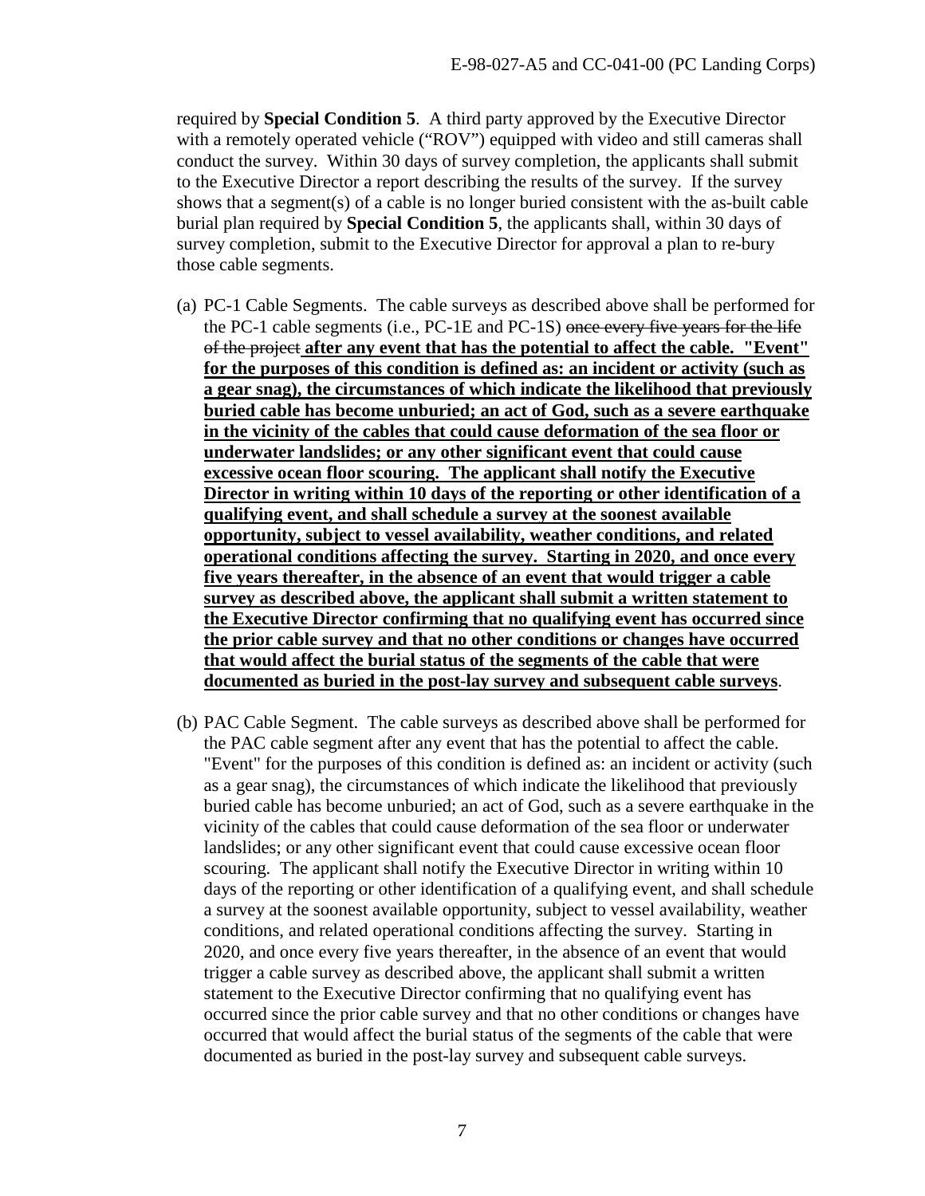required by **Special Condition 5**. A third party approved by the Executive Director with a remotely operated vehicle ("ROV") equipped with video and still cameras shall conduct the survey. Within 30 days of survey completion, the applicants shall submit to the Executive Director a report describing the results of the survey. If the survey shows that a segment(s) of a cable is no longer buried consistent with the as-built cable burial plan required by **Special Condition 5**, the applicants shall, within 30 days of survey completion, submit to the Executive Director for approval a plan to re-bury those cable segments.

(a) PC-1 Cable Segments. The cable surveys as described above shall be performed for the PC-1 cable segments (i.e., PC-1E and PC-1S) ~~once every five years for the life of the project~~ **<u>after any event that has the potential to affect the cable. "Event" for the purposes of this condition is defined as: an incident or activity (such as a gear snag), the circumstances of which indicate the likelihood that previously buried cable has become unburied; an act of God, such as a severe earthquake in the vicinity of the cables that could cause deformation of the sea floor or underwater landslides; or any other significant event that could cause excessive ocean floor scouring. The applicant shall notify the Executive Director in writing within 10 days of the reporting or other identification of a qualifying event, and shall schedule a survey at the soonest available opportunity, subject to vessel availability, weather conditions, and related operational conditions affecting the survey. Starting in 2020, and once every five years thereafter, in the absence of an event that would trigger a cable survey as described above, the applicant shall submit a written statement to the Executive Director confirming that no qualifying event has occurred since the prior cable survey and that no other conditions or changes have occurred that would affect the burial status of the segments of the cable that were documented as buried in the post-lay survey and subsequent cable surveys</u>**.

(b) PAC Cable Segment. The cable surveys as described above shall be performed for the PAC cable segment after any event that has the potential to affect the cable. "Event" for the purposes of this condition is defined as: an incident or activity (such as a gear snag), the circumstances of which indicate the likelihood that previously buried cable has become unburied; an act of God, such as a severe earthquake in the vicinity of the cables that could cause deformation of the sea floor or underwater landslides; or any other significant event that could cause excessive ocean floor scouring. The applicant shall notify the Executive Director in writing within 10 days of the reporting or other identification of a qualifying event, and shall schedule a survey at the soonest available opportunity, subject to vessel availability, weather conditions, and related operational conditions affecting the survey. Starting in 2020, and once every five years thereafter, in the absence of an event that would trigger a cable survey as described above, the applicant shall submit a written statement to the Executive Director confirming that no qualifying event has occurred since the prior cable survey and that no other conditions or changes have occurred that would affect the burial status of the segments of the cable that were documented as buried in the post-lay survey and subsequent cable surveys.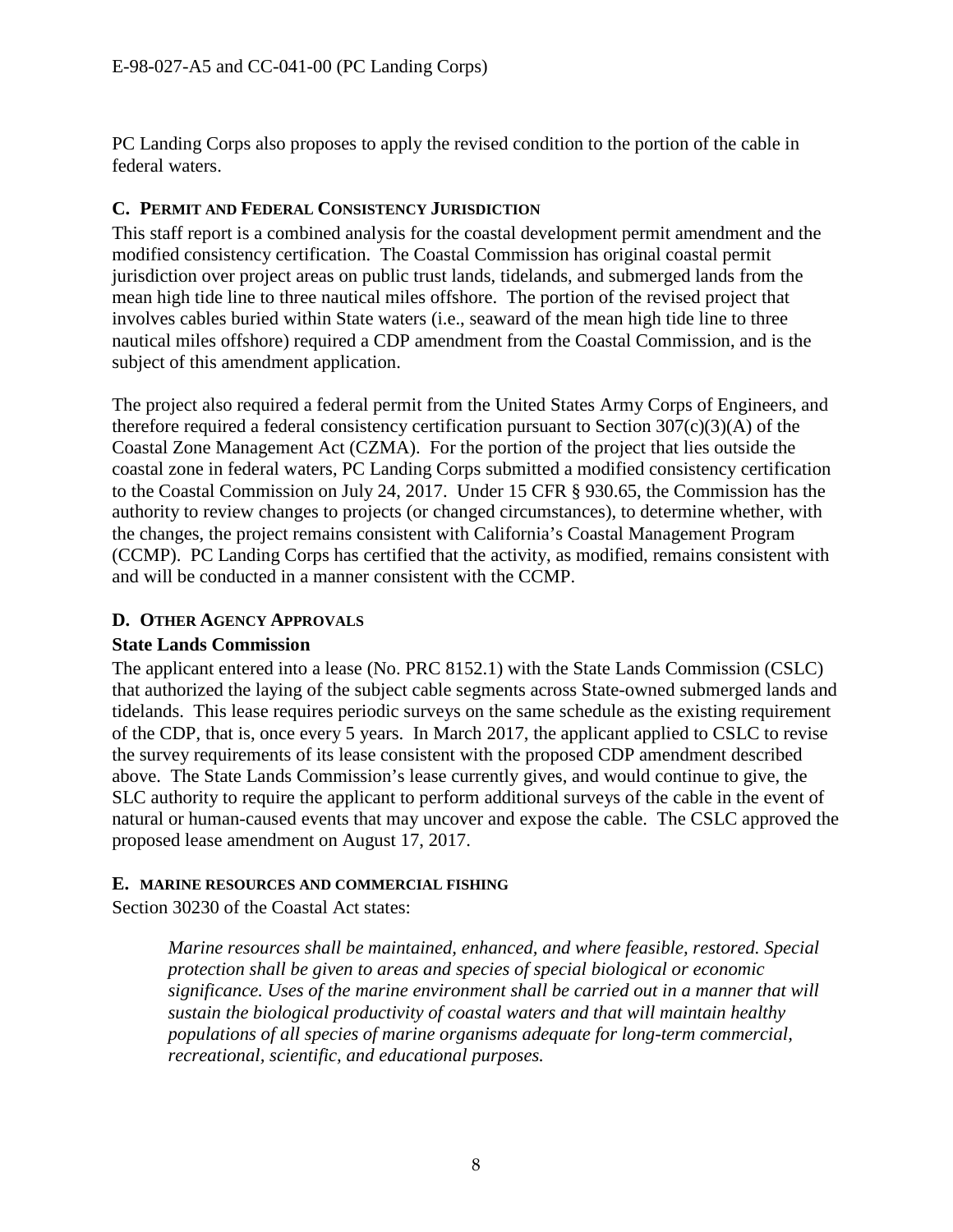PC Landing Corps also proposes to apply the revised condition to the portion of the cable in federal waters.

### C. Permit and Federal Consistency Jurisdiction

This staff report is a combined analysis for the coastal development permit amendment and the modified consistency certification. The Coastal Commission has original coastal permit jurisdiction over project areas on public trust lands, tidelands, and submerged lands from the mean high tide line to three nautical miles offshore. The portion of the revised project that involves cables buried within State waters (i.e., seaward of the mean high tide line to three nautical miles offshore) required a CDP amendment from the Coastal Commission, and is the subject of this amendment application.

The project also required a federal permit from the United States Army Corps of Engineers, and therefore required a federal consistency certification pursuant to Section 307(c)(3)(A) of the Coastal Zone Management Act (CZMA). For the portion of the project that lies outside the coastal zone in federal waters, PC Landing Corps submitted a modified consistency certification to the Coastal Commission on July 24, 2017. Under 15 CFR § 930.65, the Commission has the authority to review changes to projects (or changed circumstances), to determine whether, with the changes, the project remains consistent with California's Coastal Management Program (CCMP). PC Landing Corps has certified that the activity, as modified, remains consistent with and will be conducted in a manner consistent with the CCMP.

### D. Other Agency Approvals

**State Lands Commission**

The applicant entered into a lease (No. PRC 8152.1) with the State Lands Commission (CSLC) that authorized the laying of the subject cable segments across State-owned submerged lands and tidelands. This lease requires periodic surveys on the same schedule as the existing requirement of the CDP, that is, once every 5 years. In March 2017, the applicant applied to CSLC to revise the survey requirements of its lease consistent with the proposed CDP amendment described above. The State Lands Commission's lease currently gives, and would continue to give, the SLC authority to require the applicant to perform additional surveys of the cable in the event of natural or human-caused events that may uncover and expose the cable. The CSLC approved the proposed lease amendment on August 17, 2017.

### E. Marine Resources and Commercial Fishing

Section 30230 of the Coastal Act states:

> *Marine resources shall be maintained, enhanced, and where feasible, restored. Special protection shall be given to areas and species of special biological or economic significance. Uses of the marine environment shall be carried out in a manner that will sustain the biological productivity of coastal waters and that will maintain healthy populations of all species of marine organisms adequate for long-term commercial, recreational, scientific, and educational purposes.*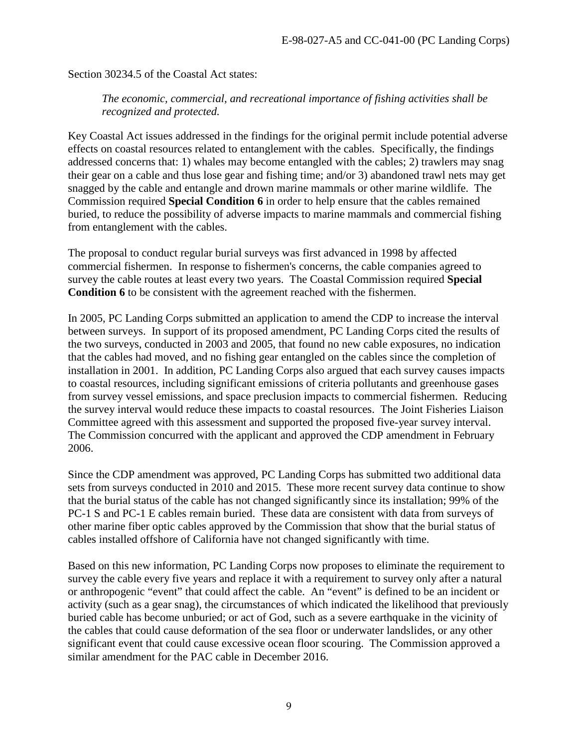Section 30234.5 of the Coastal Act states:

> *The economic, commercial, and recreational importance of fishing activities shall be recognized and protected.*

Key Coastal Act issues addressed in the findings for the original permit include potential adverse effects on coastal resources related to entanglement with the cables. Specifically, the findings addressed concerns that: 1) whales may become entangled with the cables; 2) trawlers may snag their gear on a cable and thus lose gear and fishing time; and/or 3) abandoned trawl nets may get snagged by the cable and entangle and drown marine mammals or other marine wildlife. The Commission required **Special Condition 6** in order to help ensure that the cables remained buried, to reduce the possibility of adverse impacts to marine mammals and commercial fishing from entanglement with the cables.

The proposal to conduct regular burial surveys was first advanced in 1998 by affected commercial fishermen. In response to fishermen's concerns, the cable companies agreed to survey the cable routes at least every two years. The Coastal Commission required **Special Condition 6** to be consistent with the agreement reached with the fishermen.

In 2005, PC Landing Corps submitted an application to amend the CDP to increase the interval between surveys. In support of its proposed amendment, PC Landing Corps cited the results of the two surveys, conducted in 2003 and 2005, that found no new cable exposures, no indication that the cables had moved, and no fishing gear entangled on the cables since the completion of installation in 2001. In addition, PC Landing Corps also argued that each survey causes impacts to coastal resources, including significant emissions of criteria pollutants and greenhouse gases from survey vessel emissions, and space preclusion impacts to commercial fishermen. Reducing the survey interval would reduce these impacts to coastal resources. The Joint Fisheries Liaison Committee agreed with this assessment and supported the proposed five-year survey interval. The Commission concurred with the applicant and approved the CDP amendment in February 2006.

Since the CDP amendment was approved, PC Landing Corps has submitted two additional data sets from surveys conducted in 2010 and 2015. These more recent survey data continue to show that the burial status of the cable has not changed significantly since its installation; 99% of the PC-1 S and PC-1 E cables remain buried. These data are consistent with data from surveys of other marine fiber optic cables approved by the Commission that show that the burial status of cables installed offshore of California have not changed significantly with time.

Based on this new information, PC Landing Corps now proposes to eliminate the requirement to survey the cable every five years and replace it with a requirement to survey only after a natural or anthropogenic "event" that could affect the cable. An "event" is defined to be an incident or activity (such as a gear snag), the circumstances of which indicated the likelihood that previously buried cable has become unburied; or act of God, such as a severe earthquake in the vicinity of the cables that could cause deformation of the sea floor or underwater landslides, or any other significant event that could cause excessive ocean floor scouring. The Commission approved a similar amendment for the PAC cable in December 2016.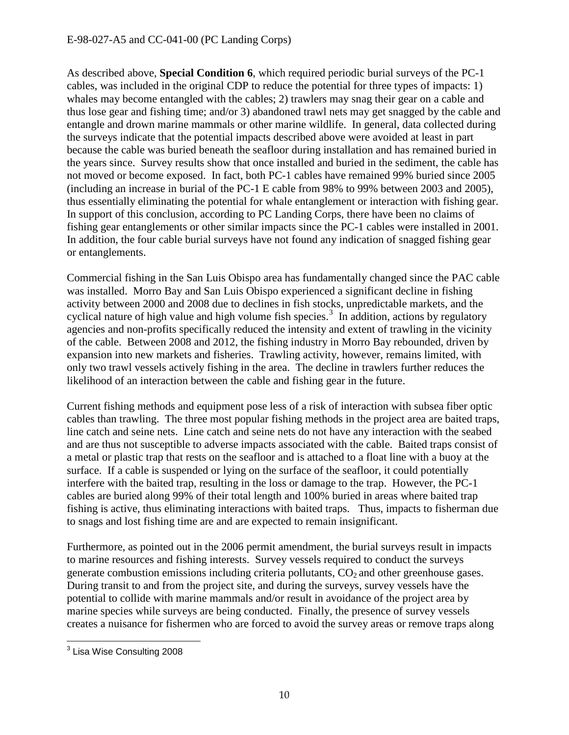As described above, **Special Condition 6**, which required periodic burial surveys of the PC-1 cables, was included in the original CDP to reduce the potential for three types of impacts: 1) whales may become entangled with the cables; 2) trawlers may snag their gear on a cable and thus lose gear and fishing time; and/or 3) abandoned trawl nets may get snagged by the cable and entangle and drown marine mammals or other marine wildlife. In general, data collected during the surveys indicate that the potential impacts described above were avoided at least in part because the cable was buried beneath the seafloor during installation and has remained buried in the years since. Survey results show that once installed and buried in the sediment, the cable has not moved or become exposed. In fact, both PC-1 cables have remained 99% buried since 2005 (including an increase in burial of the PC-1 E cable from 98% to 99% between 2003 and 2005), thus essentially eliminating the potential for whale entanglement or interaction with fishing gear. In support of this conclusion, according to PC Landing Corps, there have been no claims of fishing gear entanglements or other similar impacts since the PC-1 cables were installed in 2001. In addition, the four cable burial surveys have not found any indication of snagged fishing gear or entanglements.

Commercial fishing in the San Luis Obispo area has fundamentally changed since the PAC cable was installed. Morro Bay and San Luis Obispo experienced a significant decline in fishing activity between 2000 and 2008 due to declines in fish stocks, unpredictable markets, and the cyclical nature of high value and high volume fish species.[3] In addition, actions by regulatory agencies and non-profits specifically reduced the intensity and extent of trawling in the vicinity of the cable. Between 2008 and 2012, the fishing industry in Morro Bay rebounded, driven by expansion into new markets and fisheries. Trawling activity, however, remains limited, with only two trawl vessels actively fishing in the area. The decline in trawlers further reduces the likelihood of an interaction between the cable and fishing gear in the future.

Current fishing methods and equipment pose less of a risk of interaction with subsea fiber optic cables than trawling. The three most popular fishing methods in the project area are baited traps, line catch and seine nets. Line catch and seine nets do not have any interaction with the seabed and are thus not susceptible to adverse impacts associated with the cable. Baited traps consist of a metal or plastic trap that rests on the seafloor and is attached to a float line with a buoy at the surface. If a cable is suspended or lying on the surface of the seafloor, it could potentially interfere with the baited trap, resulting in the loss or damage to the trap. However, the PC-1 cables are buried along 99% of their total length and 100% buried in areas where baited trap fishing is active, thus eliminating interactions with baited traps. Thus, impacts to fisherman due to snags and lost fishing time are and are expected to remain insignificant.

Furthermore, as pointed out in the 2006 permit amendment, the burial surveys result in impacts to marine resources and fishing interests. Survey vessels required to conduct the surveys generate combustion emissions including criteria pollutants, $CO_2$ and other greenhouse gases. During transit to and from the project site, and during the surveys, survey vessels have the potential to collide with marine mammals and/or result in avoidance of the project area by marine species while surveys are being conducted. Finally, the presence of survey vessels creates a nuisance for fishermen who are forced to avoid the survey areas or remove traps along

[3] Lisa Wise Consulting 2008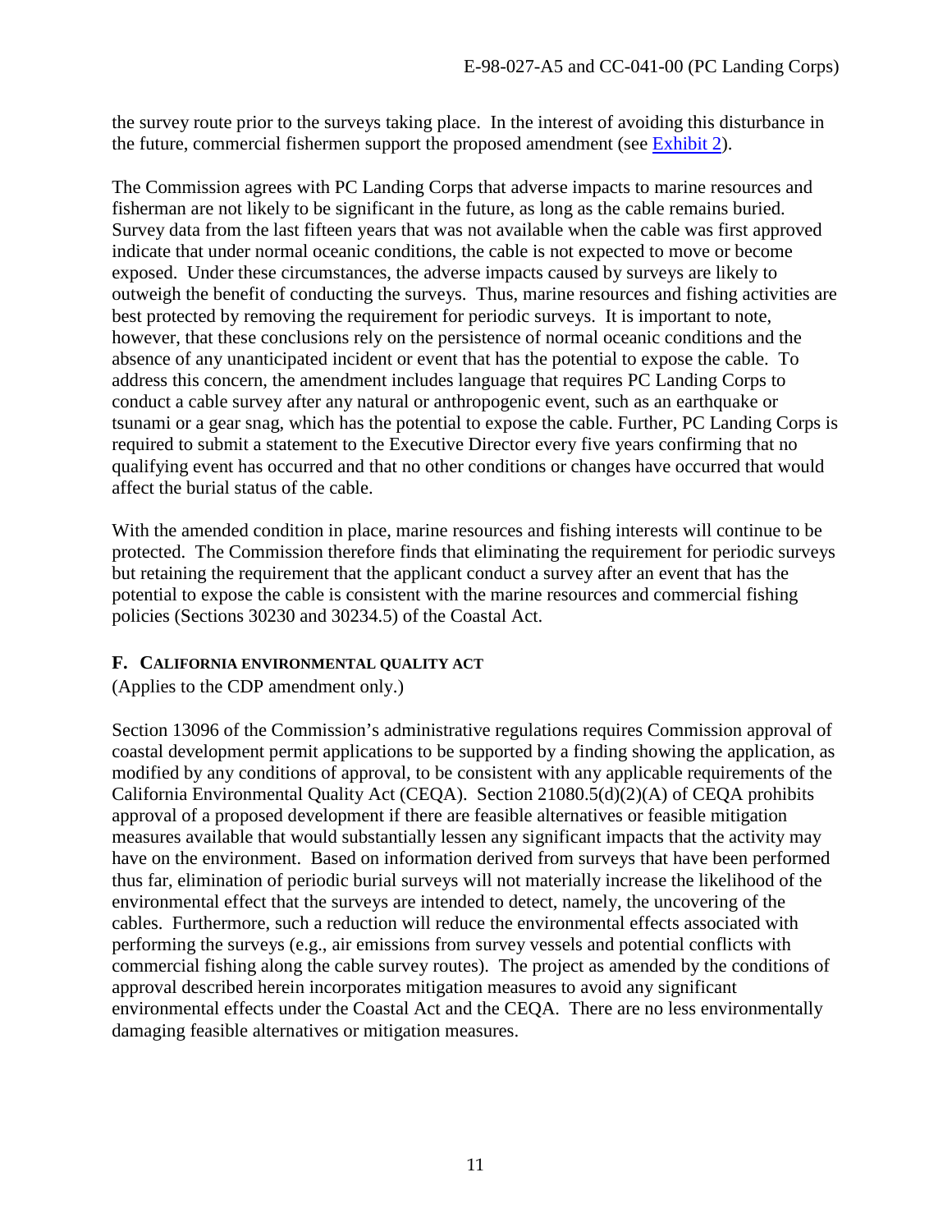the survey route prior to the surveys taking place. In the interest of avoiding this disturbance in the future, commercial fishermen support the proposed amendment (see Exhibit 2).

The Commission agrees with PC Landing Corps that adverse impacts to marine resources and fisherman are not likely to be significant in the future, as long as the cable remains buried. Survey data from the last fifteen years that was not available when the cable was first approved indicate that under normal oceanic conditions, the cable is not expected to move or become exposed. Under these circumstances, the adverse impacts caused by surveys are likely to outweigh the benefit of conducting the surveys. Thus, marine resources and fishing activities are best protected by removing the requirement for periodic surveys. It is important to note, however, that these conclusions rely on the persistence of normal oceanic conditions and the absence of any unanticipated incident or event that has the potential to expose the cable. To address this concern, the amendment includes language that requires PC Landing Corps to conduct a cable survey after any natural or anthropogenic event, such as an earthquake or tsunami or a gear snag, which has the potential to expose the cable. Further, PC Landing Corps is required to submit a statement to the Executive Director every five years confirming that no qualifying event has occurred and that no other conditions or changes have occurred that would affect the burial status of the cable.

With the amended condition in place, marine resources and fishing interests will continue to be protected. The Commission therefore finds that eliminating the requirement for periodic surveys but retaining the requirement that the applicant conduct a survey after an event that has the potential to expose the cable is consistent with the marine resources and commercial fishing policies (Sections 30230 and 30234.5) of the Coastal Act.

### F. CALIFORNIA ENVIRONMENTAL QUALITY ACT

(Applies to the CDP amendment only.)

Section 13096 of the Commission's administrative regulations requires Commission approval of coastal development permit applications to be supported by a finding showing the application, as modified by any conditions of approval, to be consistent with any applicable requirements of the California Environmental Quality Act (CEQA). Section 21080.5(d)(2)(A) of CEQA prohibits approval of a proposed development if there are feasible alternatives or feasible mitigation measures available that would substantially lessen any significant impacts that the activity may have on the environment. Based on information derived from surveys that have been performed thus far, elimination of periodic burial surveys will not materially increase the likelihood of the environmental effect that the surveys are intended to detect, namely, the uncovering of the cables. Furthermore, such a reduction will reduce the environmental effects associated with performing the surveys (e.g., air emissions from survey vessels and potential conflicts with commercial fishing along the cable survey routes). The project as amended by the conditions of approval described herein incorporates mitigation measures to avoid any significant environmental effects under the Coastal Act and the CEQA. There are no less environmentally damaging feasible alternatives or mitigation measures.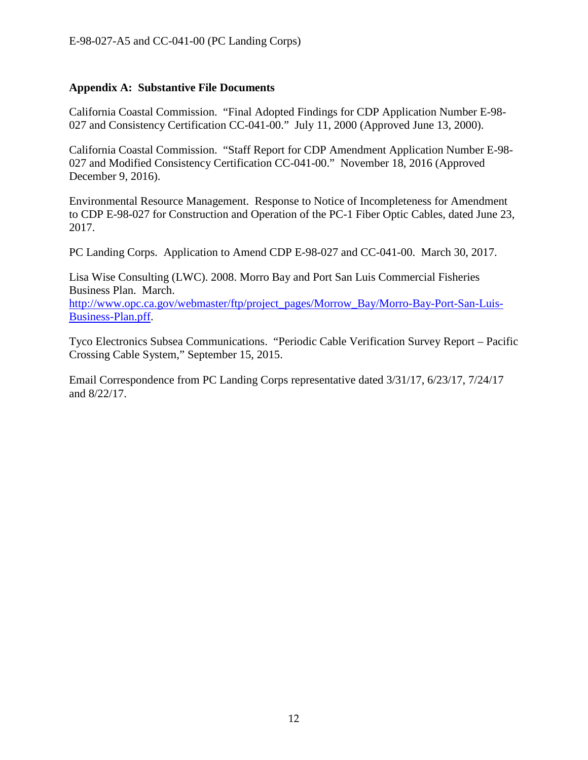**Appendix A: Substantive File Documents**

California Coastal Commission. "Final Adopted Findings for CDP Application Number E-98-027 and Consistency Certification CC-041-00." July 11, 2000 (Approved June 13, 2000).

California Coastal Commission. "Staff Report for CDP Amendment Application Number E-98-027 and Modified Consistency Certification CC-041-00." November 18, 2016 (Approved December 9, 2016).

Environmental Resource Management. Response to Notice of Incompleteness for Amendment to CDP E-98-027 for Construction and Operation of the PC-1 Fiber Optic Cables, dated June 23, 2017.

PC Landing Corps. Application to Amend CDP E-98-027 and CC-041-00. March 30, 2017.

Lisa Wise Consulting (LWC). 2008. Morro Bay and Port San Luis Commercial Fisheries Business Plan. March. [http://www.opc.ca.gov/webmaster/ftp/project_pages/Morrow_Bay/Morro-Bay-Port-San-Luis-Business-Plan.pff](http://www.opc.ca.gov/webmaster/ftp/project_pages/Morrow_Bay/Morro-Bay-Port-San-Luis-Business-Plan.pff).

Tyco Electronics Subsea Communications. "Periodic Cable Verification Survey Report – Pacific Crossing Cable System," September 15, 2015.

Email Correspondence from PC Landing Corps representative dated 3/31/17, 6/23/17, 7/24/17 and 8/22/17.